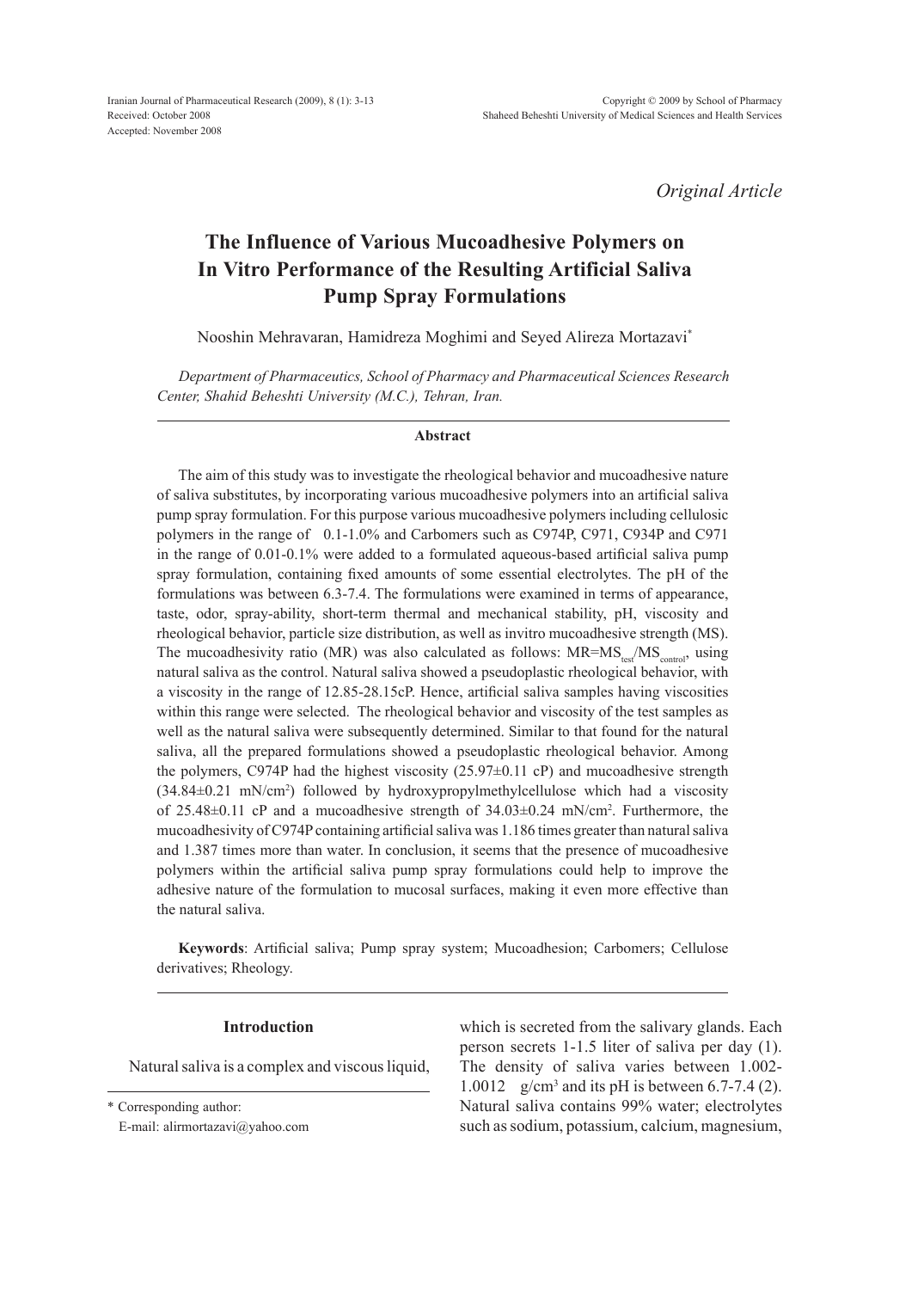*Original Article*

# The Influence of Various Mucoadhesive Polymers on In Vitro Performance of the Resulting Artificial Saliva Pump Spray Formulations

Nooshin Mehravaran, Hamidreza Moghimi and Seyed Alireza Mortazavi*

*Department of Pharmaceutics, School of Pharmacy and Pharmaceutical Sciences Research Center, Shahid Beheshti University (M.C.), Tehran, Iran.*

## Abstract

The aim of this study was to investigate the rheological behavior and mucoadhesive nature of saliva substitutes, by incorporating various mucoadhesive polymers into an artificial saliva pump spray formulation. For this purpose various mucoadhesive polymers including cellulosic polymers in the range of 0.1-1.0% and Carbomers such as C974P, C971, C934P and C971 in the range of 0.01-0.1% were added to a formulated aqueous-based artificial saliva pump spray formulation, containing fixed amounts of some essential electrolytes. The pH of the formulations was between 6.3-7.4. The formulations were examined in terms of appearance, taste, odor, spray-ability, short-term thermal and mechanical stability, pH, viscosity and rheological behavior, particle size distribution, as well as invitro mucoadhesive strength (MS). The mucoadhesivity ratio (MR) was also calculated as follows: $MR=MS_{test}/MS_{control}$, using natural saliva as the control. Natural saliva showed a pseudoplastic rheological behavior, with a viscosity in the range of 12.85-28.15cP. Hence, artificial saliva samples having viscosities within this range were selected. The rheological behavior and viscosity of the test samples as well as the natural saliva were subsequently determined. Similar to that found for the natural saliva, all the prepared formulations showed a pseudoplastic rheological behavior. Among the polymers, C974P had the highest viscosity (25.97±0.11 cP) and mucoadhesive strength (34.84±0.21 mN/cm$^2$) followed by hydroxypropylmethylcellulose which had a viscosity of 25.48±0.11 cP and a mucoadhesive strength of 34.03±0.24 mN/cm$^2$. Furthermore, the mucoadhesivity of C974P containing artificial saliva was 1.186 times greater than natural saliva and 1.387 times more than water. In conclusion, it seems that the presence of mucoadhesive polymers within the artificial saliva pump spray formulations could help to improve the adhesive nature of the formulation to mucosal surfaces, making it even more effective than the natural saliva.

**Keywords**: Artificial saliva; Pump spray system; Mucoadhesion; Carbomers; Cellulose derivatives; Rheology.

## Introduction

Natural saliva is a complex and viscous liquid, which is secreted from the salivary glands. Each person secrets 1-1.5 liter of saliva per day (1). The density of saliva varies between 1.002-1.0012 g/cm$^3$ and its pH is between 6.7-7.4 (2). Natural saliva contains 99% water; electrolytes such as sodium, potassium, calcium, magnesium,

\* Corresponding author:
E-mail: alirmortazavi@yahoo.com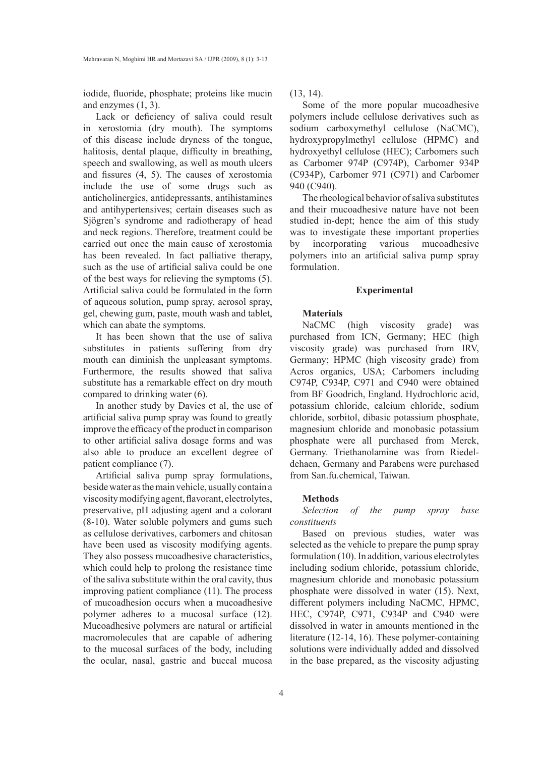iodide, fluoride, phosphate; proteins like mucin and enzymes (1, 3).

Lack or deficiency of saliva could result in xerostomia (dry mouth). The symptoms of this disease include dryness of the tongue, halitosis, dental plaque, difficulty in breathing, speech and swallowing, as well as mouth ulcers and fissures (4, 5). The causes of xerostomia include the use of some drugs such as anticholinergics, antidepressants, antihistamines and antihypertensives; certain diseases such as Sjögren's syndrome and radiotherapy of head and neck regions. Therefore, treatment could be carried out once the main cause of xerostomia has been revealed. In fact palliative therapy, such as the use of artificial saliva could be one of the best ways for relieving the symptoms (5). Artificial saliva could be formulated in the form of aqueous solution, pump spray, aerosol spray, gel, chewing gum, paste, mouth wash and tablet, which can abate the symptoms.

It has been shown that the use of saliva substitutes in patients suffering from dry mouth can diminish the unpleasant symptoms. Furthermore, the results showed that saliva substitute has a remarkable effect on dry mouth compared to drinking water (6).

In another study by Davies et al, the use of artificial saliva pump spray was found to greatly improve the efficacy of the product in comparison to other artificial saliva dosage forms and was also able to produce an excellent degree of patient compliance (7).

Artificial saliva pump spray formulations, beside water as the main vehicle, usually contain a viscosity modifying agent, flavorant, electrolytes, preservative, pH adjusting agent and a colorant (8-10). Water soluble polymers and gums such as cellulose derivatives, carbomers and chitosan have been used as viscosity modifying agents. They also possess mucoadhesive characteristics, which could help to prolong the resistance time of the saliva substitute within the oral cavity, thus improving patient compliance (11). The process of mucoadhesion occurs when a mucoadhesive polymer adheres to a mucosal surface (12). Mucoadhesive polymers are natural or artificial macromolecules that are capable of adhering to the mucosal surfaces of the body, including the ocular, nasal, gastric and buccal mucosa (13, 14).

Some of the more popular mucoadhesive polymers include cellulose derivatives such as sodium carboxymethyl cellulose (NaCMC), hydroxypropylmethyl cellulose (HPMC) and hydroxyethyl cellulose (HEC); Carbomers such as Carbomer 974P (C974P), Carbomer 934P (C934P), Carbomer 971 (C971) and Carbomer 940 (C940).

The rheological behavior of saliva substitutes and their mucoadhesive nature have not been studied in-dept; hence the aim of this study was to investigate these important properties by incorporating various mucoadhesive polymers into an artificial saliva pump spray formulation.

## Experimental

### Materials

NaCMC (high viscosity grade) was purchased from ICN, Germany; HEC (high viscosity grade) was purchased from IRV, Germany; HPMC (high viscosity grade) from Acros organics, USA; Carbomers including C974P, C934P, C971 and C940 were obtained from BF Goodrich, England. Hydrochloric acid, potassium chloride, calcium chloride, sodium chloride, sorbitol, dibasic potassium phosphate, magnesium chloride and monobasic potassium phosphate were all purchased from Merck, Germany. Triethanolamine was from Riedel-dehaen, Germany and Parabens were purchased from San.fu.chemical, Taiwan.

### Methods

*Selection of the pump spray base constituents*

Based on previous studies, water was selected as the vehicle to prepare the pump spray formulation (10). In addition, various electrolytes including sodium chloride, potassium chloride, magnesium chloride and monobasic potassium phosphate were dissolved in water (15). Next, different polymers including NaCMC, HPMC, HEC, C974P, C971, C934P and C940 were dissolved in water in amounts mentioned in the literature (12-14, 16). These polymer-containing solutions were individually added and dissolved in the base prepared, as the viscosity adjusting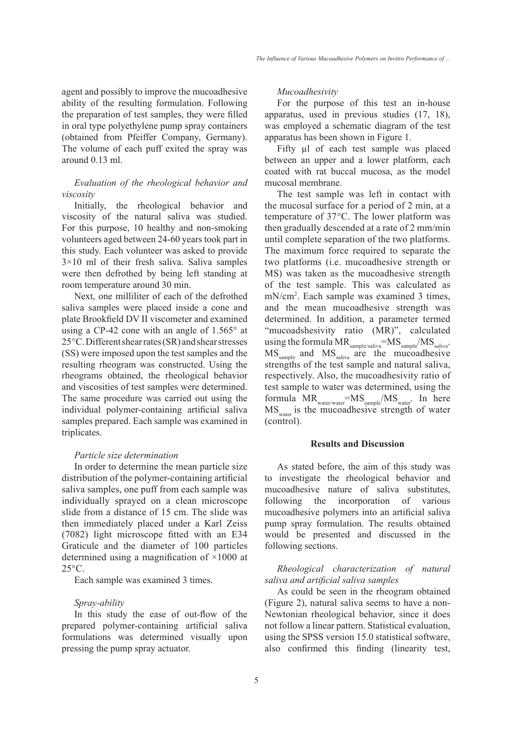agent and possibly to improve the mucoadhesive ability of the resulting formulation. Following the preparation of test samples, they were filled in oral type polyethylene pump spray containers (obtained from Pfeiffer Company, Germany). The volume of each puff exited the spray was around 0.13 ml.

*Evaluation of the rheological behavior and viscosity*

Initially, the rheological behavior and viscosity of the natural saliva was studied. For this purpose, 10 healthy and non-smoking volunteers aged between 24-60 years took part in this study. Each volunteer was asked to provide 3×10 ml of their fresh saliva. Saliva samples were then defrothed by being left standing at room temperature around 30 min.

Next, one milliliter of each of the defrothed saliva samples were placed inside a cone and plate Brookfield DV II viscometer and examined using a CP-42 cone with an angle of 1.565° at 25°C. Different shear rates (SR) and shear stresses (SS) were imposed upon the test samples and the resulting rheogram was constructed. Using the rheograms obtained, the rheological behavior and viscosities of test samples were determined. The same procedure was carried out using the individual polymer-containing artificial saliva samples prepared. Each sample was examined in triplicates.

*Particle size determination*

In order to determine the mean particle size distribution of the polymer-containing artificial saliva samples, one puff from each sample was individually sprayed on a clean microscope slide from a distance of 15 cm. The slide was then immediately placed under a Karl Zeiss (7082) light microscope fitted with an E34 Graticule and the diameter of 100 particles determined using a magnification of ×1000 at 25°C.

Each sample was examined 3 times.

*Spray-ability*

In this study the ease of out-flow of the prepared polymer-containing artificial saliva formulations was determined visually upon pressing the pump spray actuator.

*Mucoadhesivity*

For the purpose of this test an in-house apparatus, used in previous studies (17, 18), was employed a schematic diagram of the test apparatus has been shown in Figure 1.

Fifty µl of each test sample was placed between an upper and a lower platform, each coated with rat buccal mucosa, as the model mucosal membrane.

The test sample was left in contact with the mucosal surface for a period of 2 min, at a temperature of 37°C. The lower platform was then gradually descended at a rate of 2 mm/min until complete separation of the two platforms. The maximum force required to separate the two platforms (i.e. mucoadhesive strength or MS) was taken as the mucoadhesive strength of the test sample. This was calculated as $mN/cm^2$. Each sample was examined 3 times, and the mean mucoadhesive strength was determined. In addition, a parameter termed "mucoadshesivity ratio (MR)", calculated using the formula $MR_{sample/saliva}=MS_{sample}/MS_{saliva}$. $MS_{sample}$ and $MS_{saliva}$ are the mucoadhesive strengths of the test sample and natural saliva, respectively. Also, the mucoadhesivity ratio of test sample to water was determined, using the formula $MR_{water/water}=MS_{sample}/MS_{water}$. In here $MS_{water}$ is the mucoadhesive strength of water (control).

## Results and Discussion

As stated before, the aim of this study was to investigate the rheological behavior and mucoadhesive nature of saliva substitutes, following the incorporation of various mucoadhesive polymers into an artificial saliva pump spray formulation. The results obtained would be presented and discussed in the following sections.

*Rheological characterization of natural saliva and artificial saliva samples*

As could be seen in the rheogram obtained (Figure 2), natural saliva seems to have a non-Newtonian rheological behavior, since it does not follow a linear pattern. Statistical evaluation, using the SPSS version 15.0 statistical software, also confirmed this finding (linearity test,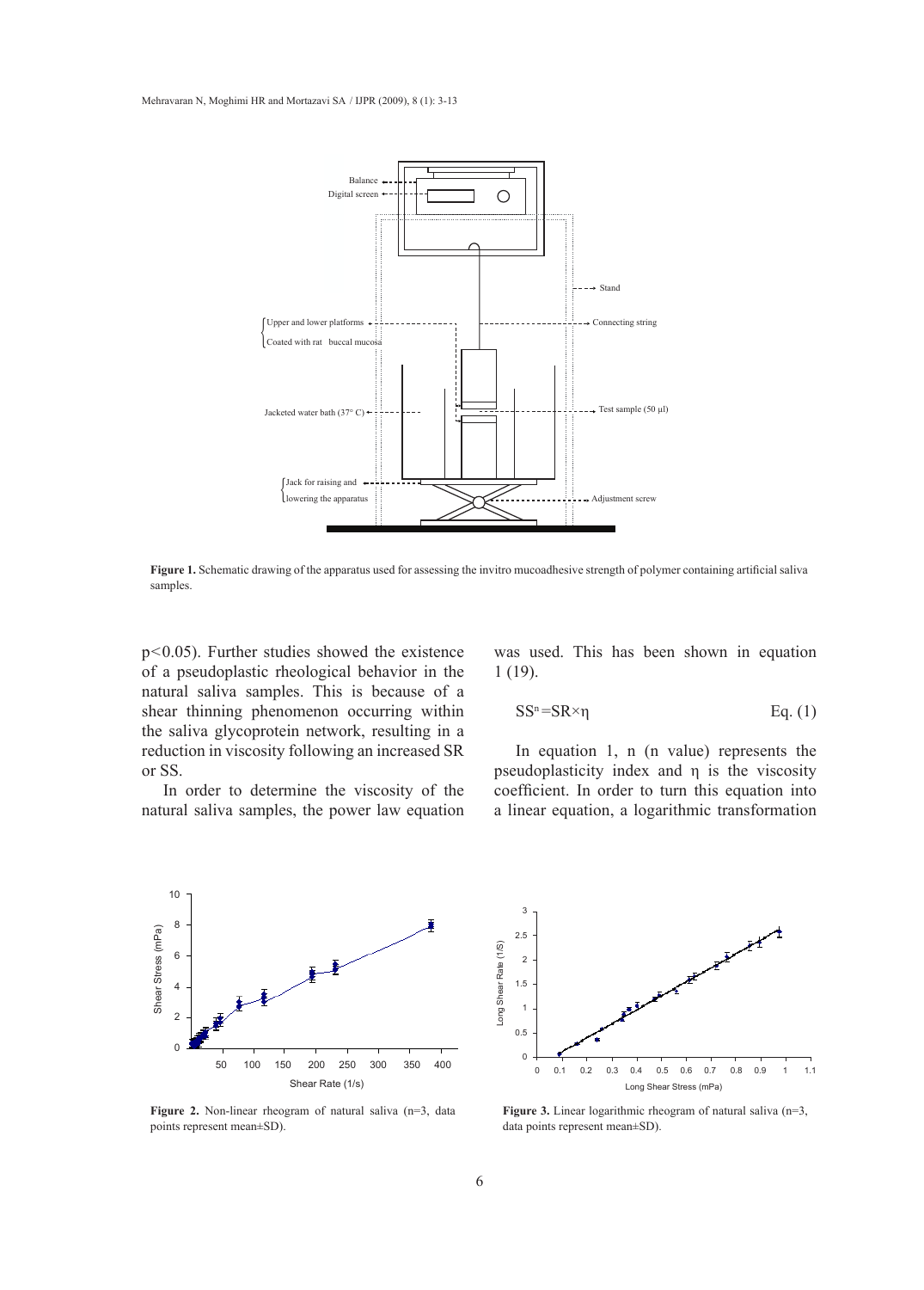Figure 1. Schematic drawing of the apparatus used for assessing the invitro mucoadhesive strength of polymer containing artificial saliva samples.

$p<0.05$). Further studies showed the existence of a pseudoplastic rheological behavior in the natural saliva samples. This is because of a shear thinning phenomenon occurring within the saliva glycoprotein network, resulting in a reduction in viscosity following an increased SR or SS.

In order to determine the viscosity of the natural saliva samples, the power law equation was used. This has been shown in equation 1 (19).

$$SS^n = SR \times \eta \qquad \text{Eq. (1)}$$

In equation 1, n (n value) represents the pseudoplasticity index and $\eta$ is the viscosity coefficient. In order to turn this equation into a linear equation, a logarithmic transformation

Figure 2. Non-linear rheogram of natural saliva (n=3, data points represent mean±SD).

Figure 3. Linear logarithmic rheogram of natural saliva (n=3, data points represent mean±SD).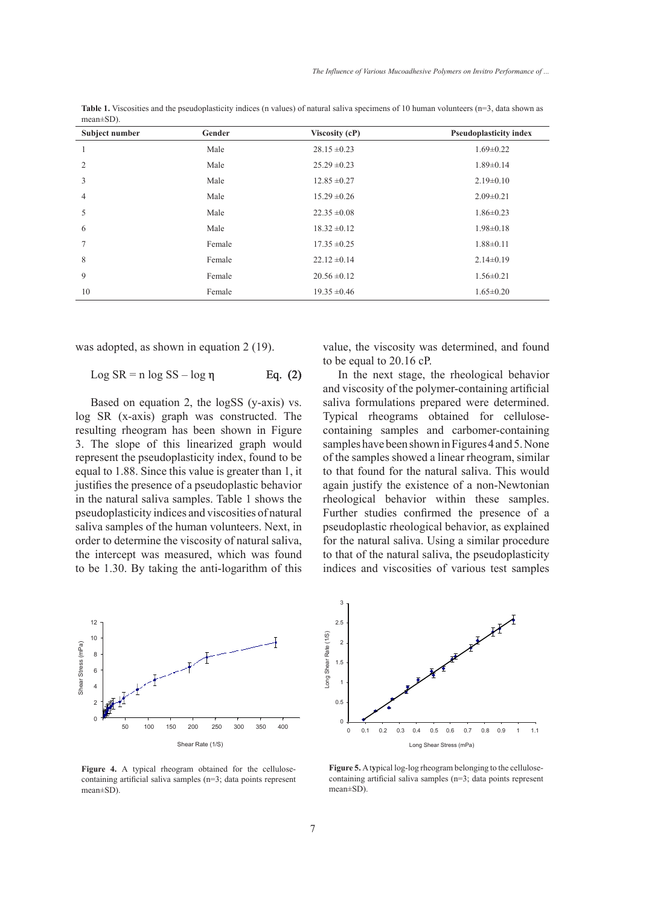**Table 1.** Viscosities and the pseudoplasticity indices (n values) of natural saliva specimens of 10 human volunteers (n=3, data shown as mean±SD).

| Subject number | Gender | Viscosity (cP) | Pseudoplasticity index |
|---|---|---|---|
| 1 | Male | 28.15 ±0.23 | 1.69±0.22 |
| 2 | Male | 25.29 ±0.23 | 1.89±0.14 |
| 3 | Male | 12.85 ±0.27 | 2.19±0.10 |
| 4 | Male | 15.29 ±0.26 | 2.09±0.21 |
| 5 | Male | 22.35 ±0.08 | 1.86±0.23 |
| 6 | Male | 18.32 ±0.12 | 1.98±0.18 |
| 7 | Female | 17.35 ±0.25 | 1.88±0.11 |
| 8 | Female | 22.12 ±0.14 | 2.14±0.19 |
| 9 | Female | 20.56 ±0.12 | 1.56±0.21 |
| 10 | Female | 19.35 ±0.46 | 1.65±0.20 |

was adopted, as shown in equation 2 (19).

$$\text{Log SR} = n \log \text{SS} - \log \eta \qquad \text{Eq. (2)}$$

Based on equation 2, the logSS (y-axis) vs. log SR (x-axis) graph was constructed. The resulting rheogram has been shown in Figure 3. The slope of this linearized graph would represent the pseudoplasticity index, found to be equal to 1.88. Since this value is greater than 1, it justifies the presence of a pseudoplastic behavior in the natural saliva samples. Table 1 shows the pseudoplasticity indices and viscosities of natural saliva samples of the human volunteers. Next, in order to determine the viscosity of natural saliva, the intercept was measured, which was found to be 1.30. By taking the anti-logarithm of this value, the viscosity was determined, and found to be equal to 20.16 cP.

In the next stage, the rheological behavior and viscosity of the polymer-containing artificial saliva formulations prepared were determined. Typical rheograms obtained for cellulose-containing samples and carbomer-containing samples have been shown in Figures 4 and 5. None of the samples showed a linear rheogram, similar to that found for the natural saliva. This would again justify the existence of a non-Newtonian rheological behavior within these samples. Further studies confirmed the presence of a pseudoplastic rheological behavior, as explained for the natural saliva. Using a similar procedure to that of the natural saliva, the pseudoplasticity indices and viscosities of various test samples

**Figure 4.** A typical rheogram obtained for the cellulose-containing artificial saliva samples (n=3; data points represent mean±SD).

**Figure 5.** A typical log-log rheogram belonging to the cellulose-containing artificial saliva samples (n=3; data points represent mean±SD).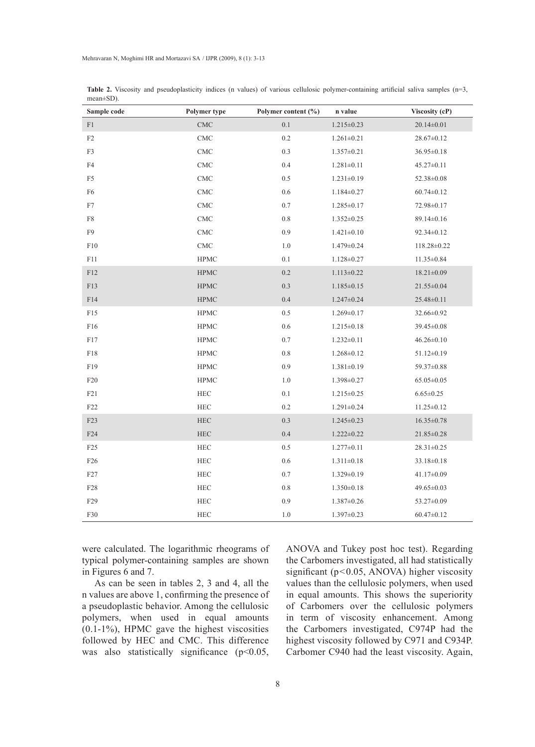**Table 2.** Viscosity and pseudoplasticity indices (n values) of various cellulosic polymer-containing artificial saliva samples (n=3, mean±SD).

| Sample code | Polymer type | Polymer content (%) | n value | Viscosity (cP) |
|---|---|---|---|---|
| F1 | CMC | 0.1 | 1.215±0.23 | 20.14±0.01 |
| F2 | CMC | 0.2 | 1.261±0.21 | 28.67±0.12 |
| F3 | CMC | 0.3 | 1.357±0.21 | 36.95±0.18 |
| F4 | CMC | 0.4 | 1.281±0.11 | 45.27±0.11 |
| F5 | CMC | 0.5 | 1.231±0.19 | 52.38±0.08 |
| F6 | CMC | 0.6 | 1.184±0.27 | 60.74±0.12 |
| F7 | CMC | 0.7 | 1.285±0.17 | 72.98±0.17 |
| F8 | CMC | 0.8 | 1.352±0.25 | 89.14±0.16 |
| F9 | CMC | 0.9 | 1.421±0.10 | 92.34±0.12 |
| F10 | CMC | 1.0 | 1.479±0.24 | 118.28±0.22 |
| F11 | HPMC | 0.1 | 1.128±0.27 | 11.35±0.84 |
| F12 | HPMC | 0.2 | 1.113±0.22 | 18.21±0.09 |
| F13 | HPMC | 0.3 | 1.185±0.15 | 21.55±0.04 |
| F14 | HPMC | 0.4 | 1.247±0.24 | 25.48±0.11 |
| F15 | HPMC | 0.5 | 1.269±0.17 | 32.66±0.92 |
| F16 | HPMC | 0.6 | 1.215±0.18 | 39.45±0.08 |
| F17 | HPMC | 0.7 | 1.232±0.11 | 46.26±0.10 |
| F18 | HPMC | 0.8 | 1.268±0.12 | 51.12±0.19 |
| F19 | HPMC | 0.9 | 1.381±0.19 | 59.37±0.88 |
| F20 | HPMC | 1.0 | 1.398±0.27 | 65.05±0.05 |
| F21 | HEC | 0.1 | 1.215±0.25 | 6.65±0.25 |
| F22 | HEC | 0.2 | 1.291±0.24 | 11.25±0.12 |
| F23 | HEC | 0.3 | 1.245±0.23 | 16.35±0.78 |
| F24 | HEC | 0.4 | 1.222±0.22 | 21.85±0.28 |
| F25 | HEC | 0.5 | 1.277±0.11 | 28.31±0.25 |
| F26 | HEC | 0.6 | 1.311±0.18 | 33.18±0.18 |
| F27 | HEC | 0.7 | 1.329±0.19 | 41.17±0.09 |
| F28 | HEC | 0.8 | 1.350±0.18 | 49.65±0.03 |
| F29 | HEC | 0.9 | 1.387±0.26 | 53.27±0.09 |
| F30 | HEC | 1.0 | 1.397±0.23 | 60.47±0.12 |

were calculated. The logarithmic rheograms of typical polymer-containing samples are shown in Figures 6 and 7.

As can be seen in tables 2, 3 and 4, all the n values are above 1, confirming the presence of a pseudoplastic behavior. Among the cellulosic polymers, when used in equal amounts (0.1-1%), HPMC gave the highest viscosities followed by HEC and CMC. This difference was also statistically significance ($p<0.05$, ANOVA and Tukey post hoc test). Regarding the Carbomers investigated, all had statistically significant ($p<0.05$, ANOVA) higher viscosity values than the cellulosic polymers, when used in equal amounts. This shows the superiority of Carbomers over the cellulosic polymers in term of viscosity enhancement. Among the Carbomers investigated, C974P had the highest viscosity followed by C971 and C934P. Carbomer C940 had the least viscosity. Again,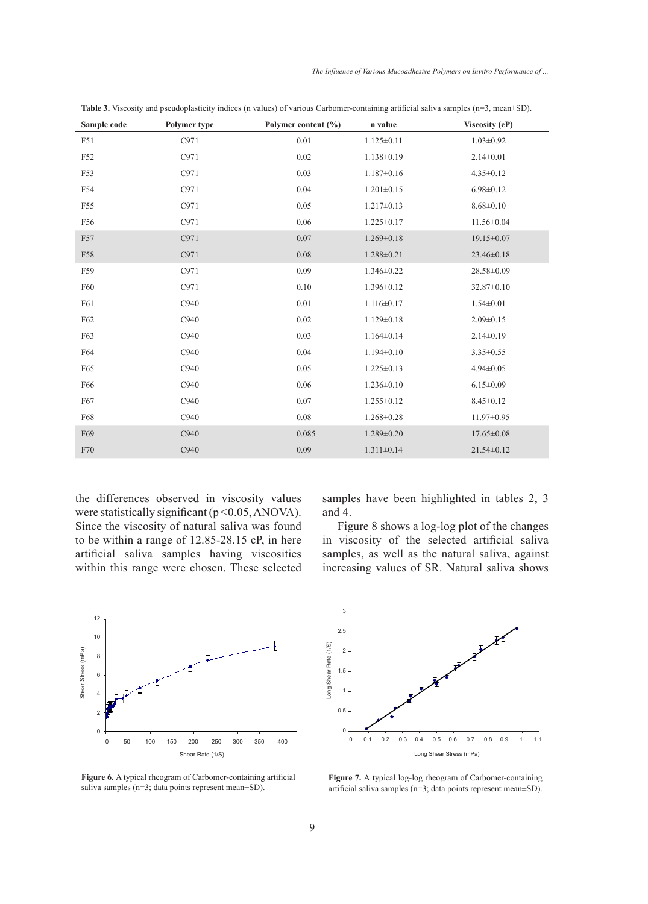**Table 3.** Viscosity and pseudoplasticity indices (n values) of various Carbomer-containing artificial saliva samples (n=3, mean±SD).

| Sample code | Polymer type | Polymer content (%) | n value | Viscosity (cP) |
|---|---|---|---|---|
| F51 | C971 | 0.01 | 1.125±0.11 | 1.03±0.92 |
| F52 | C971 | 0.02 | 1.138±0.19 | 2.14±0.01 |
| F53 | C971 | 0.03 | 1.187±0.16 | 4.35±0.12 |
| F54 | C971 | 0.04 | 1.201±0.15 | 6.98±0.12 |
| F55 | C971 | 0.05 | 1.217±0.13 | 8.68±0.10 |
| F56 | C971 | 0.06 | 1.225±0.17 | 11.56±0.04 |
| F57 | C971 | 0.07 | 1.269±0.18 | 19.15±0.07 |
| F58 | C971 | 0.08 | 1.288±0.21 | 23.46±0.18 |
| F59 | C971 | 0.09 | 1.346±0.22 | 28.58±0.09 |
| F60 | C971 | 0.10 | 1.396±0.12 | 32.87±0.10 |
| F61 | C940 | 0.01 | 1.116±0.17 | 1.54±0.01 |
| F62 | C940 | 0.02 | 1.129±0.18 | 2.09±0.15 |
| F63 | C940 | 0.03 | 1.164±0.14 | 2.14±0.19 |
| F64 | C940 | 0.04 | 1.194±0.10 | 3.35±0.55 |
| F65 | C940 | 0.05 | 1.225±0.13 | 4.94±0.05 |
| F66 | C940 | 0.06 | 1.236±0.10 | 6.15±0.09 |
| F67 | C940 | 0.07 | 1.255±0.12 | 8.45±0.12 |
| F68 | C940 | 0.08 | 1.268±0.28 | 11.97±0.95 |
| F69 | C940 | 0.085 | 1.289±0.20 | 17.65±0.08 |
| F70 | C940 | 0.09 | 1.311±0.14 | 21.54±0.12 |

the differences observed in viscosity values were statistically significant ($p<0.05$, ANOVA). Since the viscosity of natural saliva was found to be within a range of 12.85-28.15 cP, in here artificial saliva samples having viscosities within this range were chosen. These selected samples have been highlighted in tables 2, 3 and 4.

Figure 8 shows a log-log plot of the changes in viscosity of the selected artificial saliva samples, as well as the natural saliva, against increasing values of SR. Natural saliva shows

**Figure 6.** A typical rheogram of Carbomer-containing artificial saliva samples (n=3; data points represent mean±SD).

**Figure 7.** A typical log-log rheogram of Carbomer-containing artificial saliva samples (n=3; data points represent mean±SD).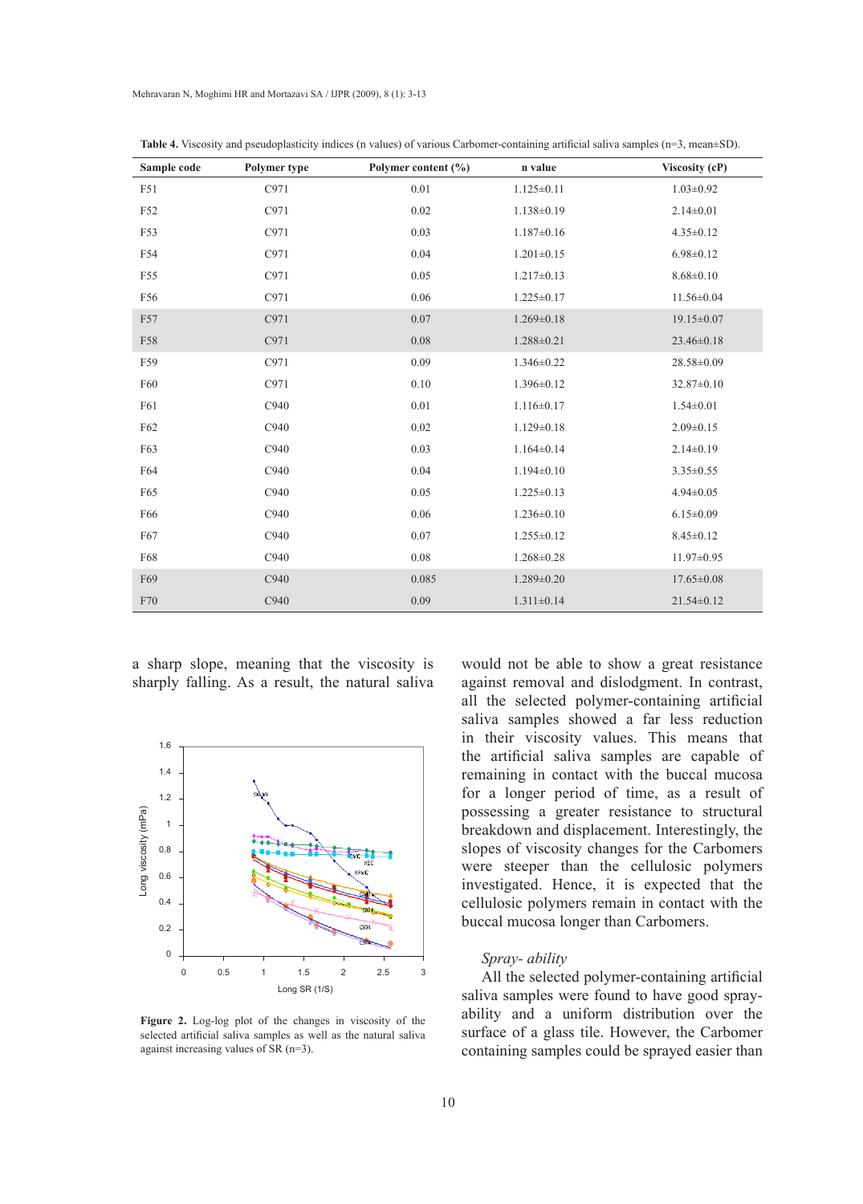**Table 4.** Viscosity and pseudoplasticity indices (n values) of various Carbomer-containing artificial saliva samples (n=3, mean±SD).

| Sample code | Polymer type | Polymer content (%) | n value | Viscosity (cP) |
|---|---|---|---|---|
| F51 | C971 | 0.01 | 1.125±0.11 | 1.03±0.92 |
| F52 | C971 | 0.02 | 1.138±0.19 | 2.14±0.01 |
| F53 | C971 | 0.03 | 1.187±0.16 | 4.35±0.12 |
| F54 | C971 | 0.04 | 1.201±0.15 | 6.98±0.12 |
| F55 | C971 | 0.05 | 1.217±0.13 | 8.68±0.10 |
| F56 | C971 | 0.06 | 1.225±0.17 | 11.56±0.04 |
| F57 | C971 | 0.07 | 1.269±0.18 | 19.15±0.07 |
| F58 | C971 | 0.08 | 1.288±0.21 | 23.46±0.18 |
| F59 | C971 | 0.09 | 1.346±0.22 | 28.58±0.09 |
| F60 | C971 | 0.10 | 1.396±0.12 | 32.87±0.10 |
| F61 | C940 | 0.01 | 1.116±0.17 | 1.54±0.01 |
| F62 | C940 | 0.02 | 1.129±0.18 | 2.09±0.15 |
| F63 | C940 | 0.03 | 1.164±0.14 | 2.14±0.19 |
| F64 | C940 | 0.04 | 1.194±0.10 | 3.35±0.55 |
| F65 | C940 | 0.05 | 1.225±0.13 | 4.94±0.05 |
| F66 | C940 | 0.06 | 1.236±0.10 | 6.15±0.09 |
| F67 | C940 | 0.07 | 1.255±0.12 | 8.45±0.12 |
| F68 | C940 | 0.08 | 1.268±0.28 | 11.97±0.95 |
| F69 | C940 | 0.085 | 1.289±0.20 | 17.65±0.08 |
| F70 | C940 | 0.09 | 1.311±0.14 | 21.54±0.12 |

a sharp slope, meaning that the viscosity is sharply falling. As a result, the natural saliva would not be able to show a great resistance against removal and dislodgment. In contrast, all the selected polymer-containing artificial saliva samples showed a far less reduction in their viscosity values. This means that the artificial saliva samples are capable of remaining in contact with the buccal mucosa for a longer period of time, as a result of possessing a greater resistance to structural breakdown and displacement. Interestingly, the slopes of viscosity changes for the Carbomers were steeper than the cellulosic polymers investigated. Hence, it is expected that the cellulosic polymers remain in contact with the buccal mucosa longer than Carbomers.

**Figure 2.** Log-log plot of the changes in viscosity of the selected artificial saliva samples as well as the natural saliva against increasing values of SR (n=3).

*Spray- ability*

All the selected polymer-containing artificial saliva samples were found to have good spray-ability and a uniform distribution over the surface of a glass tile. However, the Carbomer containing samples could be sprayed easier than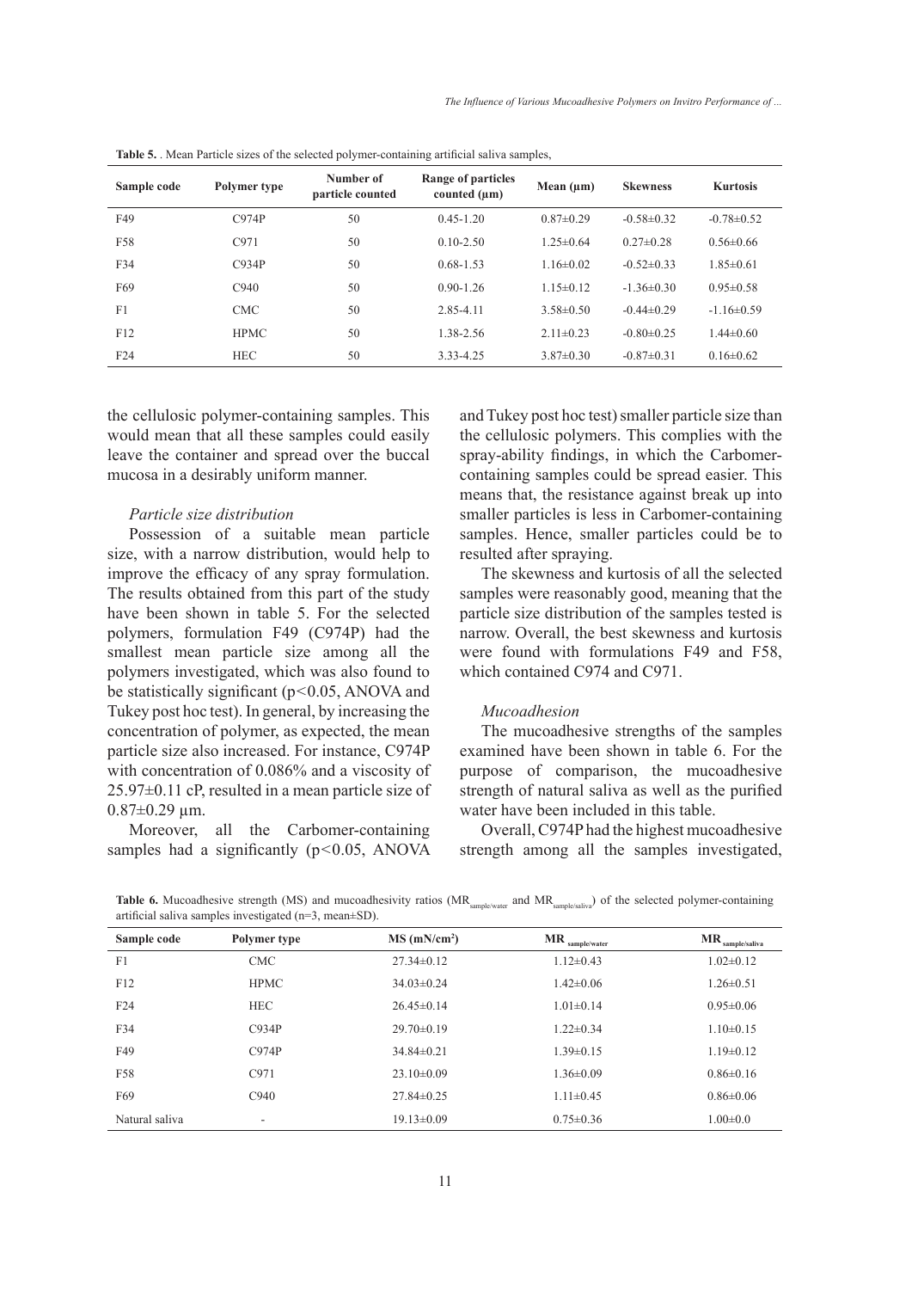**Table 5.** . Mean Particle sizes of the selected polymer-containing artificial saliva samples,

| Sample code | Polymer type | Number of particle counted | Range of particles counted (µm) | Mean (µm) | Skewness | Kurtosis |
|---|---|---|---|---|---|---|
| F49 | C974P | 50 | 0.45-1.20 | 0.87±0.29 | -0.58±0.32 | -0.78±0.52 |
| F58 | C971 | 50 | 0.10-2.50 | 1.25±0.64 | 0.27±0.28 | 0.56±0.66 |
| F34 | C934P | 50 | 0.68-1.53 | 1.16±0.02 | -0.52±0.33 | 1.85±0.61 |
| F69 | C940 | 50 | 0.90-1.26 | 1.15±0.12 | -1.36±0.30 | 0.95±0.58 |
| F1 | CMC | 50 | 2.85-4.11 | 3.58±0.50 | -0.44±0.29 | -1.16±0.59 |
| F12 | HPMC | 50 | 1.38-2.56 | 2.11±0.23 | -0.80±0.25 | 1.44±0.60 |
| F24 | HEC | 50 | 3.33-4.25 | 3.87±0.30 | -0.87±0.31 | 0.16±0.62 |

the cellulosic polymer-containing samples. This would mean that all these samples could easily leave the container and spread over the buccal mucosa in a desirably uniform manner.

*Particle size distribution*

Possession of a suitable mean particle size, with a narrow distribution, would help to improve the efficacy of any spray formulation. The results obtained from this part of the study have been shown in table 5. For the selected polymers, formulation F49 (C974P) had the smallest mean particle size among all the polymers investigated, which was also found to be statistically significant ($p<0.05$, ANOVA and Tukey post hoc test). In general, by increasing the concentration of polymer, as expected, the mean particle size also increased. For instance, C974P with concentration of 0.086% and a viscosity of 25.97±0.11 cP, resulted in a mean particle size of 0.87±0.29 µm.

Moreover, all the Carbomer-containing samples had a significantly ($p<0.05$, ANOVA and Tukey post hoc test) smaller particle size than the cellulosic polymers. This complies with the spray-ability findings, in which the Carbomer-containing samples could be spread easier. This means that, the resistance against break up into smaller particles is less in Carbomer-containing samples. Hence, smaller particles could be to resulted after spraying.

The skewness and kurtosis of all the selected samples were reasonably good, meaning that the particle size distribution of the samples tested is narrow. Overall, the best skewness and kurtosis were found with formulations F49 and F58, which contained C974 and C971.

*Mucoadhesion*

The mucoadhesive strengths of the samples examined have been shown in table 6. For the purpose of comparison, the mucoadhesive strength of natural saliva as well as the purified water have been included in this table.

Overall, C974P had the highest mucoadhesive strength among all the samples investigated,

**Table 6.** Mucoadhesive strength (MS) and mucoadhesivity ratios ($MR_{sample/water}$ and $MR_{sample/saliva}$) of the selected polymer-containing artificial saliva samples investigated (n=3, mean±SD).

| Sample code | Polymer type | MS (mN/cm²) | $MR_{sample/water}$ | $MR_{sample/saliva}$ |
|---|---|---|---|---|
| F1 | CMC | 27.34±0.12 | 1.12±0.43 | 1.02±0.12 |
| F12 | HPMC | 34.03±0.24 | 1.42±0.06 | 1.26±0.51 |
| F24 | HEC | 26.45±0.14 | 1.01±0.14 | 0.95±0.06 |
| F34 | C934P | 29.70±0.19 | 1.22±0.34 | 1.10±0.15 |
| F49 | C974P | 34.84±0.21 | 1.39±0.15 | 1.19±0.12 |
| F58 | C971 | 23.10±0.09 | 1.36±0.09 | 0.86±0.16 |
| F69 | C940 | 27.84±0.25 | 1.11±0.45 | 0.86±0.06 |
| Natural saliva | - | 19.13±0.09 | 0.75±0.36 | 1.00±0.0 |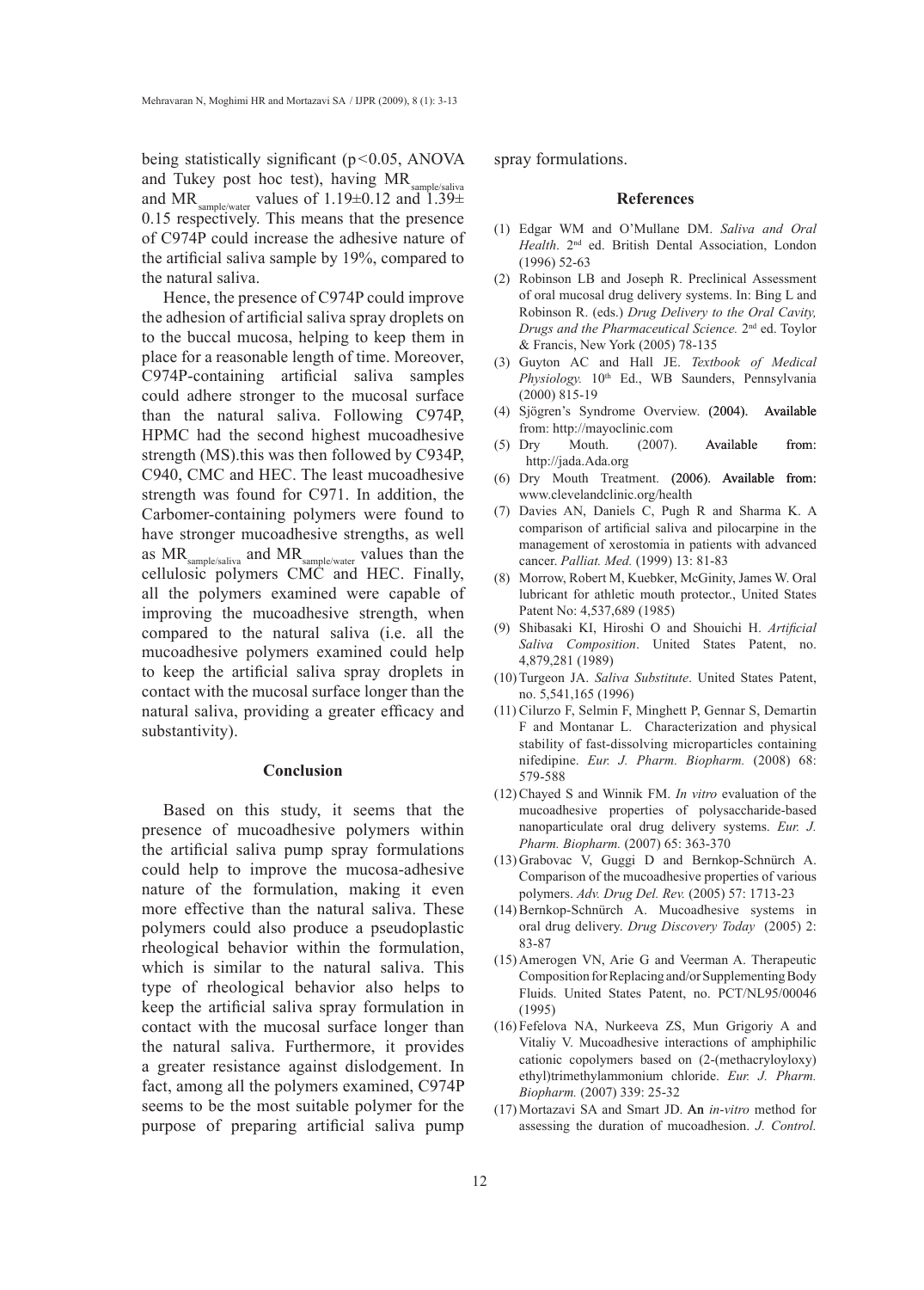being statistically significant ($p < 0.05$, ANOVA and Tukey post hoc test), having $MR_{sample/saliva}$ and $MR_{sample/water}$ values of 1.19±0.12 and 1.39± 0.15 respectively. This means that the presence of C974P could increase the adhesive nature of the artificial saliva sample by 19%, compared to the natural saliva.

Hence, the presence of C974P could improve the adhesion of artificial saliva spray droplets on to the buccal mucosa, helping to keep them in place for a reasonable length of time. Moreover, C974P-containing artificial saliva samples could adhere stronger to the mucosal surface than the natural saliva. Following C974P, HPMC had the second highest mucoadhesive strength (MS).this was then followed by C934P, C940, CMC and HEC. The least mucoadhesive strength was found for C971. In addition, the Carbomer-containing polymers were found to have stronger mucoadhesive strengths, as well as $MR_{sample/saliva}$ and $MR_{sample/water}$ values than the cellulosic polymers CMC and HEC. Finally, all the polymers examined were capable of improving the mucoadhesive strength, when compared to the natural saliva (i.e. all the mucoadhesive polymers examined could help to keep the artificial saliva spray droplets in contact with the mucosal surface longer than the natural saliva, providing a greater efficacy and substantivity).

## Conclusion

Based on this study, it seems that the presence of mucoadhesive polymers within the artificial saliva pump spray formulations could help to improve the mucosa-adhesive nature of the formulation, making it even more effective than the natural saliva. These polymers could also produce a pseudoplastic rheological behavior within the formulation, which is similar to the natural saliva. This type of rheological behavior also helps to keep the artificial saliva spray formulation in contact with the mucosal surface longer than the natural saliva. Furthermore, it provides a greater resistance against dislodgement. In fact, among all the polymers examined, C974P seems to be the most suitable polymer for the purpose of preparing artificial saliva pump spray formulations.

## References

(1) Edgar WM and O'Mullane DM. *Saliva and Oral Health*. 2nd ed. British Dental Association, London (1996) 52-63

(2) Robinson LB and Joseph R. Preclinical Assessment of oral mucosal drug delivery systems. In: Bing L and Robinson R. (eds.) *Drug Delivery to the Oral Cavity, Drugs and the Pharmaceutical Science.* 2nd ed. Toylor & Francis, New York (2005) 78-135

(3) Guyton AC and Hall JE. *Textbook of Medical Physiology.* 10th Ed., WB Saunders, Pennsylvania (2000) 815-19

(4) Sjögren's Syndrome Overview. (2004). Available from: http://mayoclinic.com

(5) Dry Mouth. (2007). Available from: http://jada.Ada.org

(6) Dry Mouth Treatment. (2006). Available from: www.clevelandclinic.org/health

(7) Davies AN, Daniels C, Pugh R and Sharma K. A comparison of artificial saliva and pilocarpine in the management of xerostomia in patients with advanced cancer. *Palliat. Med.* (1999) 13: 81-83

(8) Morrow, Robert M, Kuebker, McGinity, James W. Oral lubricant for athletic mouth protector., United States Patent No: 4,537,689 (1985)

(9) Shibasaki KI, Hiroshi O and Shouichi H. *Artificial Saliva Composition*. United States Patent, no. 4,879,281 (1989)

(10) Turgeon JA. *Saliva Substitute*. United States Patent, no. 5,541,165 (1996)

(11) Cilurzo F, Selmin F, Minghett P, Gennar S, Demartin F and Montanar L. Characterization and physical stability of fast-dissolving microparticles containing nifedipine. *Eur. J. Pharm. Biopharm.* (2008) 68: 579-588

(12) Chayed S and Winnik FM. *In vitro* evaluation of the mucoadhesive properties of polysaccharide-based nanoparticulate oral drug delivery systems. *Eur. J. Pharm. Biopharm.* (2007) 65: 363-370

(13) Grabovac V, Guggi D and Bernkop-Schnürch A. Comparison of the mucoadhesive properties of various polymers. *Adv. Drug Del. Rev.* (2005) 57: 1713-23

(14) Bernkop-Schnürch A. Mucoadhesive systems in oral drug delivery. *Drug Discovery Today* (2005) 2: 83-87

(15) Amerogen VN, Arie G and Veerman A. Therapeutic Composition for Replacing and/or Supplementing Body Fluids. United States Patent, no. PCT/NL95/00046 (1995)

(16) Fefelova NA, Nurkeeva ZS, Mun Grigoriy A and Vitaliy V. Mucoadhesive interactions of amphiphilic cationic copolymers based on (2-(methacryloyloxy) ethyl)trimethylammonium chloride. *Eur. J. Pharm. Biopharm.* (2007) 339: 25-32

(17) Mortazavi SA and Smart JD. An *in-vitro* method for assessing the duration of mucoadhesion. *J. Control.*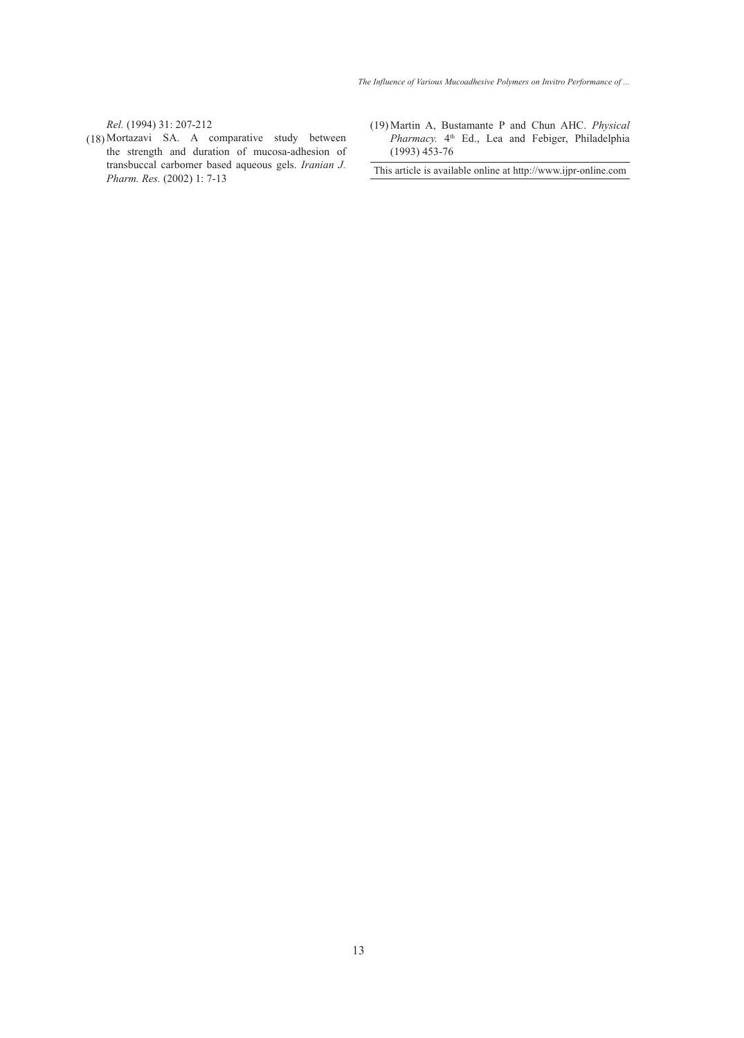*Rel.* (1994) 31: 207-212

(18) Mortazavi SA. A comparative study between the strength and duration of mucosa-adhesion of transbuccal carbomer based aqueous gels. *Iranian J. Pharm. Res.* (2002) 1: 7-13

(19) Martin A, Bustamante P and Chun AHC. *Physical Pharmacy.* 4th Ed., Lea and Febiger, Philadelphia (1993) 453-76

This article is available online at http://www.ijpr-online.com